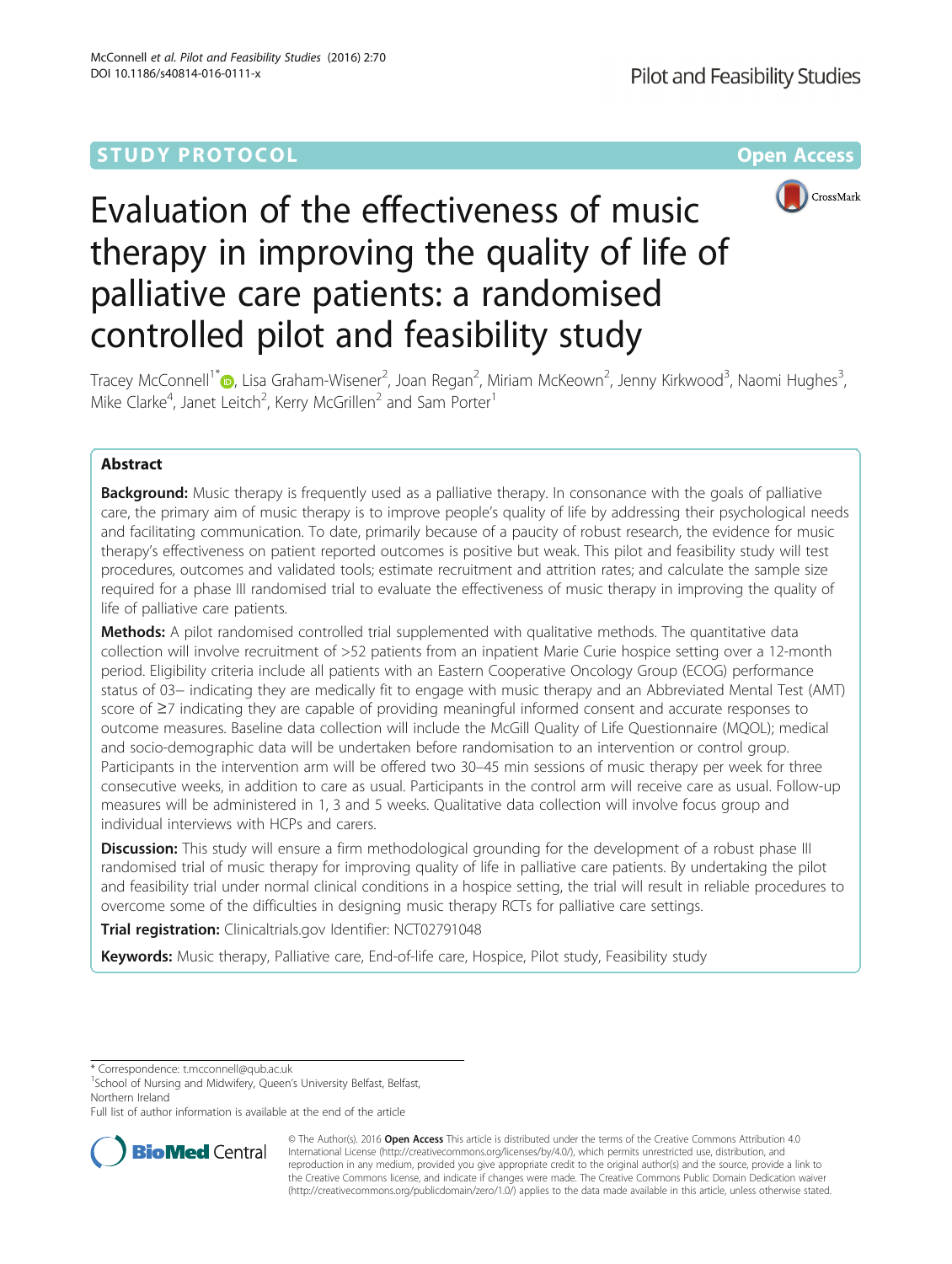STUDY PROTOCOL **Open Access**

# Evaluation of the effectiveness of music therapy in improving the quality of life of palliative care patients: a randomised controlled pilot and feasibility study

Tracey McConnell[1*], Lisa Graham-Wisener[2], Joan Regan[2], Miriam McKeown[2], Jenny Kirkwood[3], Naomi Hughes[3], Mike Clarke[4], Janet Leitch[2], Kerry McGrillen[2] and Sam Porter[1]

## Abstract

**Background:** Music therapy is frequently used as a palliative therapy. In consonance with the goals of palliative care, the primary aim of music therapy is to improve people's quality of life by addressing their psychological needs and facilitating communication. To date, primarily because of a paucity of robust research, the evidence for music therapy's effectiveness on patient reported outcomes is positive but weak. This pilot and feasibility study will test procedures, outcomes and validated tools; estimate recruitment and attrition rates; and calculate the sample size required for a phase III randomised trial to evaluate the effectiveness of music therapy in improving the quality of life of palliative care patients.

**Methods:** A pilot randomised controlled trial supplemented with qualitative methods. The quantitative data collection will involve recruitment of >52 patients from an inpatient Marie Curie hospice setting over a 12-month period. Eligibility criteria include all patients with an Eastern Cooperative Oncology Group (ECOG) performance status of 03− indicating they are medically fit to engage with music therapy and an Abbreviated Mental Test (AMT) score of ≥7 indicating they are capable of providing meaningful informed consent and accurate responses to outcome measures. Baseline data collection will include the McGill Quality of Life Questionnaire (MQOL); medical and socio-demographic data will be undertaken before randomisation to an intervention or control group. Participants in the intervention arm will be offered two 30–45 min sessions of music therapy per week for three consecutive weeks, in addition to care as usual. Participants in the control arm will receive care as usual. Follow-up measures will be administered in 1, 3 and 5 weeks. Qualitative data collection will involve focus group and individual interviews with HCPs and carers.

**Discussion:** This study will ensure a firm methodological grounding for the development of a robust phase III randomised trial of music therapy for improving quality of life in palliative care patients. By undertaking the pilot and feasibility trial under normal clinical conditions in a hospice setting, the trial will result in reliable procedures to overcome some of the difficulties in designing music therapy RCTs for palliative care settings.

**Trial registration:** Clinicaltrials.gov Identifier: NCT02791048

**Keywords:** Music therapy, Palliative care, End-of-life care, Hospice, Pilot study, Feasibility study

* Correspondence: t.mcconnell@qub.ac.uk
[1]School of Nursing and Midwifery, Queen's University Belfast, Belfast, Northern Ireland
Full list of author information is available at the end of the article

© The Author(s). 2016 **Open Access** This article is distributed under the terms of the Creative Commons Attribution 4.0 International License (http://creativecommons.org/licenses/by/4.0/), which permits unrestricted use, distribution, and reproduction in any medium, provided you give appropriate credit to the original author(s) and the source, provide a link to the Creative Commons license, and indicate if changes were made. The Creative Commons Public Domain Dedication waiver (http://creativecommons.org/publicdomain/zero/1.0/) applies to the data made available in this article, unless otherwise stated.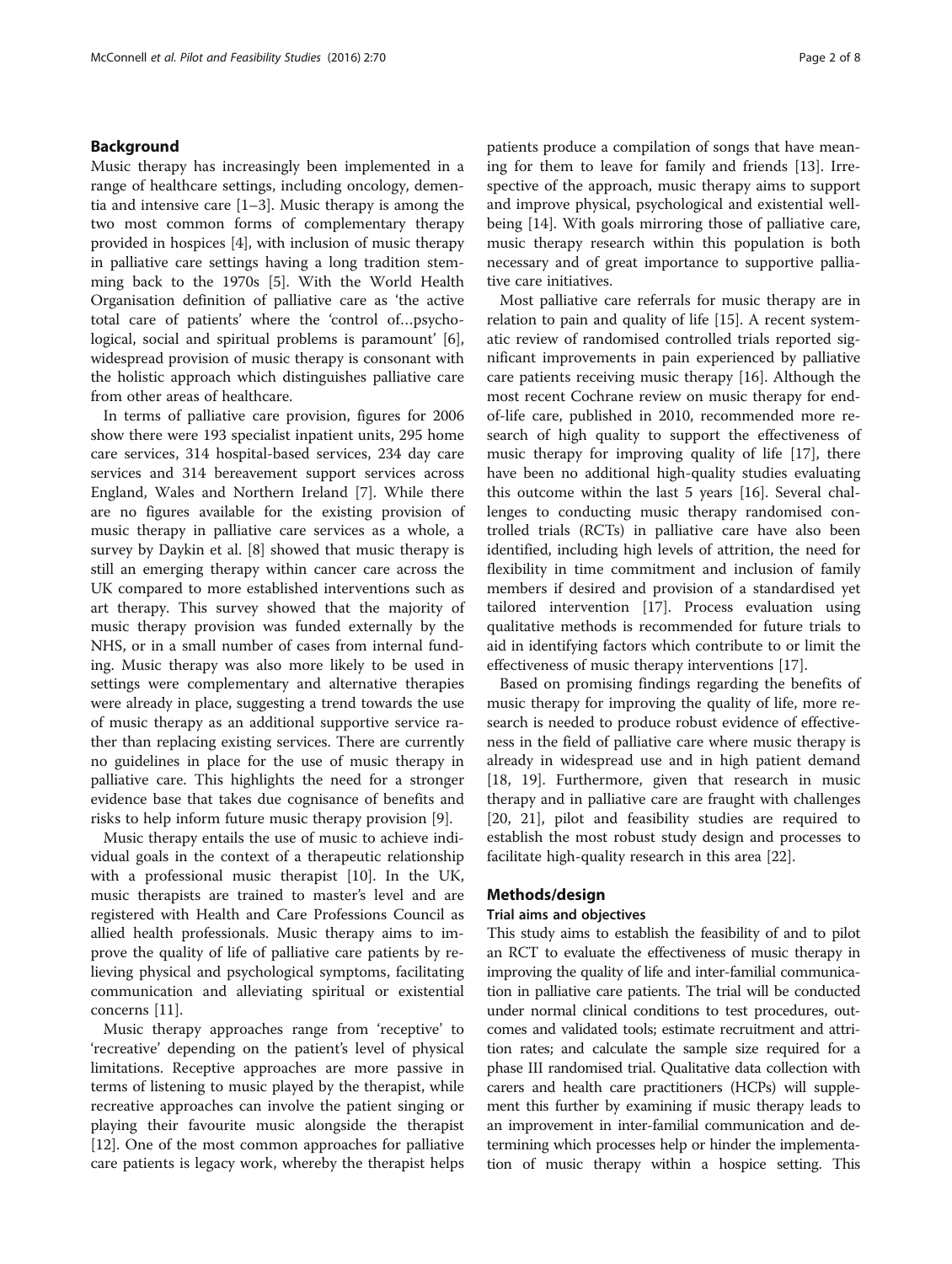## Background

Music therapy has increasingly been implemented in a range of healthcare settings, including oncology, dementia and intensive care [1–3]. Music therapy is among the two most common forms of complementary therapy provided in hospices [4], with inclusion of music therapy in palliative care settings having a long tradition stemming back to the 1970s [5]. With the World Health Organisation definition of palliative care as 'the active total care of patients' where the 'control of…psychological, social and spiritual problems is paramount' [6], widespread provision of music therapy is consonant with the holistic approach which distinguishes palliative care from other areas of healthcare.

In terms of palliative care provision, figures for 2006 show there were 193 specialist inpatient units, 295 home care services, 314 hospital-based services, 234 day care services and 314 bereavement support services across England, Wales and Northern Ireland [7]. While there are no figures available for the existing provision of music therapy in palliative care services as a whole, a survey by Daykin et al. [8] showed that music therapy is still an emerging therapy within cancer care across the UK compared to more established interventions such as art therapy. This survey showed that the majority of music therapy provision was funded externally by the NHS, or in a small number of cases from internal funding. Music therapy was also more likely to be used in settings were complementary and alternative therapies were already in place, suggesting a trend towards the use of music therapy as an additional supportive service rather than replacing existing services. There are currently no guidelines in place for the use of music therapy in palliative care. This highlights the need for a stronger evidence base that takes due cognisance of benefits and risks to help inform future music therapy provision [9].

Music therapy entails the use of music to achieve individual goals in the context of a therapeutic relationship with a professional music therapist [10]. In the UK, music therapists are trained to master's level and are registered with Health and Care Professions Council as allied health professionals. Music therapy aims to improve the quality of life of palliative care patients by relieving physical and psychological symptoms, facilitating communication and alleviating spiritual or existential concerns [11].

Music therapy approaches range from 'receptive' to 'recreative' depending on the patient's level of physical limitations. Receptive approaches are more passive in terms of listening to music played by the therapist, while recreative approaches can involve the patient singing or playing their favourite music alongside the therapist [12]. One of the most common approaches for palliative care patients is legacy work, whereby the therapist helps patients produce a compilation of songs that have meaning for them to leave for family and friends [13]. Irrespective of the approach, music therapy aims to support and improve physical, psychological and existential wellbeing [14]. With goals mirroring those of palliative care, music therapy research within this population is both necessary and of great importance to supportive palliative care initiatives.

Most palliative care referrals for music therapy are in relation to pain and quality of life [15]. A recent systematic review of randomised controlled trials reported significant improvements in pain experienced by palliative care patients receiving music therapy [16]. Although the most recent Cochrane review on music therapy for end-of-life care, published in 2010, recommended more research of high quality to support the effectiveness of music therapy for improving quality of life [17], there have been no additional high-quality studies evaluating this outcome within the last 5 years [16]. Several challenges to conducting music therapy randomised controlled trials (RCTs) in palliative care have also been identified, including high levels of attrition, the need for flexibility in time commitment and inclusion of family members if desired and provision of a standardised yet tailored intervention [17]. Process evaluation using qualitative methods is recommended for future trials to aid in identifying factors which contribute to or limit the effectiveness of music therapy interventions [17].

Based on promising findings regarding the benefits of music therapy for improving the quality of life, more research is needed to produce robust evidence of effectiveness in the field of palliative care where music therapy is already in widespread use and in high patient demand [18, 19]. Furthermore, given that research in music therapy and in palliative care are fraught with challenges [20, 21], pilot and feasibility studies are required to establish the most robust study design and processes to facilitate high-quality research in this area [22].

## Methods/design

### Trial aims and objectives

This study aims to establish the feasibility of and to pilot an RCT to evaluate the effectiveness of music therapy in improving the quality of life and inter-familial communication in palliative care patients. The trial will be conducted under normal clinical conditions to test procedures, outcomes and validated tools; estimate recruitment and attrition rates; and calculate the sample size required for a phase III randomised trial. Qualitative data collection with carers and health care practitioners (HCPs) will supplement this further by examining if music therapy leads to an improvement in inter-familial communication and determining which processes help or hinder the implementation of music therapy within a hospice setting. This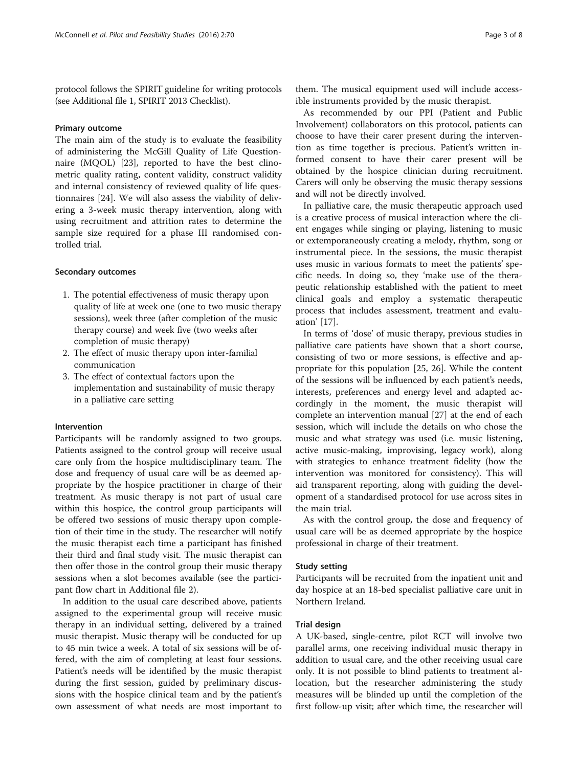protocol follows the SPIRIT guideline for writing protocols (see Additional file 1, SPIRIT 2013 Checklist).

### Primary outcome

The main aim of the study is to evaluate the feasibility of administering the McGill Quality of Life Questionnaire (MQOL) [23], reported to have the best clinometric quality rating, content validity, construct validity and internal consistency of reviewed quality of life questionnaires [24]. We will also assess the viability of delivering a 3-week music therapy intervention, along with using recruitment and attrition rates to determine the sample size required for a phase III randomised controlled trial.

### Secondary outcomes

1. The potential effectiveness of music therapy upon quality of life at week one (one to two music therapy sessions), week three (after completion of the music therapy course) and week five (two weeks after completion of music therapy)
2. The effect of music therapy upon inter-familial communication
3. The effect of contextual factors upon the implementation and sustainability of music therapy in a palliative care setting

### Intervention

Participants will be randomly assigned to two groups. Patients assigned to the control group will receive usual care only from the hospice multidisciplinary team. The dose and frequency of usual care will be as deemed appropriate by the hospice practitioner in charge of their treatment. As music therapy is not part of usual care within this hospice, the control group participants will be offered two sessions of music therapy upon completion of their time in the study. The researcher will notify the music therapist each time a participant has finished their third and final study visit. The music therapist can then offer those in the control group their music therapy sessions when a slot becomes available (see the participant flow chart in Additional file 2).

In addition to the usual care described above, patients assigned to the experimental group will receive music therapy in an individual setting, delivered by a trained music therapist. Music therapy will be conducted for up to 45 min twice a week. A total of six sessions will be offered, with the aim of completing at least four sessions. Patient's needs will be identified by the music therapist during the first session, guided by preliminary discussions with the hospice clinical team and by the patient's own assessment of what needs are most important to them. The musical equipment used will include accessible instruments provided by the music therapist.

As recommended by our PPI (Patient and Public Involvement) collaborators on this protocol, patients can choose to have their carer present during the intervention as time together is precious. Patient's written informed consent to have their carer present will be obtained by the hospice clinician during recruitment. Carers will only be observing the music therapy sessions and will not be directly involved.

In palliative care, the music therapeutic approach used is a creative process of musical interaction where the client engages while singing or playing, listening to music or extemporaneously creating a melody, rhythm, song or instrumental piece. In the sessions, the music therapist uses music in various formats to meet the patients' specific needs. In doing so, they 'make use of the therapeutic relationship established with the patient to meet clinical goals and employ a systematic therapeutic process that includes assessment, treatment and evaluation' [17].

In terms of 'dose' of music therapy, previous studies in palliative care patients have shown that a short course, consisting of two or more sessions, is effective and appropriate for this population [25, 26]. While the content of the sessions will be influenced by each patient's needs, interests, preferences and energy level and adapted accordingly in the moment, the music therapist will complete an intervention manual [27] at the end of each session, which will include the details on who chose the music and what strategy was used (i.e. music listening, active music-making, improvising, legacy work), along with strategies to enhance treatment fidelity (how the intervention was monitored for consistency). This will aid transparent reporting, along with guiding the development of a standardised protocol for use across sites in the main trial.

As with the control group, the dose and frequency of usual care will be as deemed appropriate by the hospice professional in charge of their treatment.

### Study setting

Participants will be recruited from the inpatient unit and day hospice at an 18-bed specialist palliative care unit in Northern Ireland.

### Trial design

A UK-based, single-centre, pilot RCT will involve two parallel arms, one receiving individual music therapy in addition to usual care, and the other receiving usual care only. It is not possible to blind patients to treatment allocation, but the researcher administering the study measures will be blinded up until the completion of the first follow-up visit; after which time, the researcher will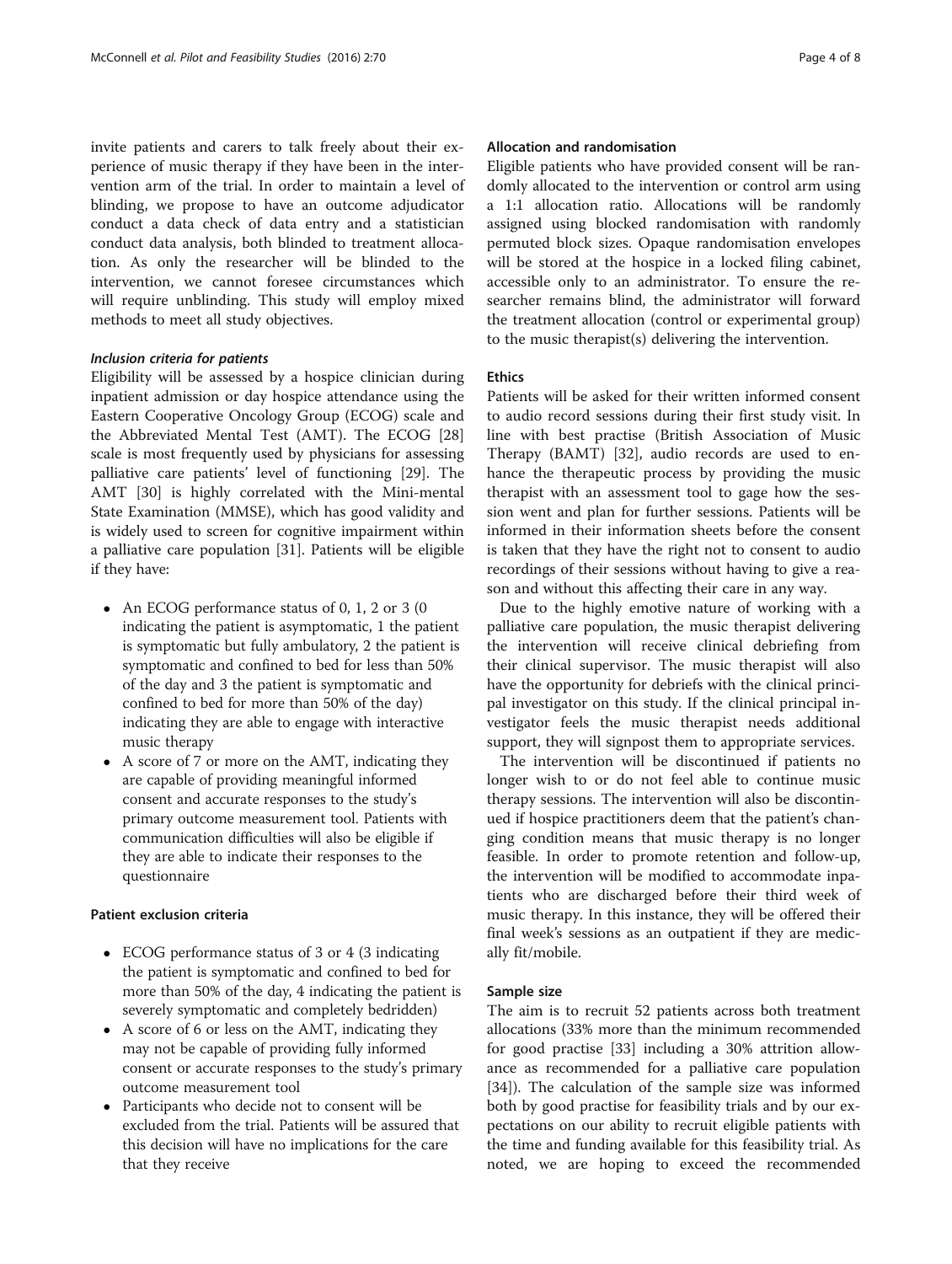invite patients and carers to talk freely about their experience of music therapy if they have been in the intervention arm of the trial. In order to maintain a level of blinding, we propose to have an outcome adjudicator conduct a data check of data entry and a statistician conduct data analysis, both blinded to treatment allocation. As only the researcher will be blinded to the intervention, we cannot foresee circumstances which will require unblinding. This study will employ mixed methods to meet all study objectives.

#### *Inclusion criteria for patients*

Eligibility will be assessed by a hospice clinician during inpatient admission or day hospice attendance using the Eastern Cooperative Oncology Group (ECOG) scale and the Abbreviated Mental Test (AMT). The ECOG [28] scale is most frequently used by physicians for assessing palliative care patients' level of functioning [29]. The AMT [30] is highly correlated with the Mini-mental State Examination (MMSE), which has good validity and is widely used to screen for cognitive impairment within a palliative care population [31]. Patients will be eligible if they have:

- An ECOG performance status of 0, 1, 2 or 3 (0 indicating the patient is asymptomatic, 1 the patient is symptomatic but fully ambulatory, 2 the patient is symptomatic and confined to bed for less than 50% of the day and 3 the patient is symptomatic and confined to bed for more than 50% of the day) indicating they are able to engage with interactive music therapy
- A score of 7 or more on the AMT, indicating they are capable of providing meaningful informed consent and accurate responses to the study's primary outcome measurement tool. Patients with communication difficulties will also be eligible if they are able to indicate their responses to the questionnaire

### Patient exclusion criteria

- ECOG performance status of 3 or 4 (3 indicating the patient is symptomatic and confined to bed for more than 50% of the day, 4 indicating the patient is severely symptomatic and completely bedridden)
- A score of 6 or less on the AMT, indicating they may not be capable of providing fully informed consent or accurate responses to the study's primary outcome measurement tool
- Participants who decide not to consent will be excluded from the trial. Patients will be assured that this decision will have no implications for the care that they receive

### Allocation and randomisation

Eligible patients who have provided consent will be randomly allocated to the intervention or control arm using a 1:1 allocation ratio. Allocations will be randomly assigned using blocked randomisation with randomly permuted block sizes. Opaque randomisation envelopes will be stored at the hospice in a locked filing cabinet, accessible only to an administrator. To ensure the researcher remains blind, the administrator will forward the treatment allocation (control or experimental group) to the music therapist(s) delivering the intervention.

### Ethics

Patients will be asked for their written informed consent to audio record sessions during their first study visit. In line with best practise (British Association of Music Therapy (BAMT) [32], audio records are used to enhance the therapeutic process by providing the music therapist with an assessment tool to gage how the session went and plan for further sessions. Patients will be informed in their information sheets before the consent is taken that they have the right not to consent to audio recordings of their sessions without having to give a reason and without this affecting their care in any way.

Due to the highly emotive nature of working with a palliative care population, the music therapist delivering the intervention will receive clinical debriefing from their clinical supervisor. The music therapist will also have the opportunity for debriefs with the clinical principal investigator on this study. If the clinical principal investigator feels the music therapist needs additional support, they will signpost them to appropriate services.

The intervention will be discontinued if patients no longer wish to or do not feel able to continue music therapy sessions. The intervention will also be discontinued if hospice practitioners deem that the patient's changing condition means that music therapy is no longer feasible. In order to promote retention and follow-up, the intervention will be modified to accommodate inpatients who are discharged before their third week of music therapy. In this instance, they will be offered their final week's sessions as an outpatient if they are medically fit/mobile.

### Sample size

The aim is to recruit 52 patients across both treatment allocations (33% more than the minimum recommended for good practise [33] including a 30% attrition allowance as recommended for a palliative care population [34]). The calculation of the sample size was informed both by good practise for feasibility trials and by our expectations on our ability to recruit eligible patients with the time and funding available for this feasibility trial. As noted, we are hoping to exceed the recommended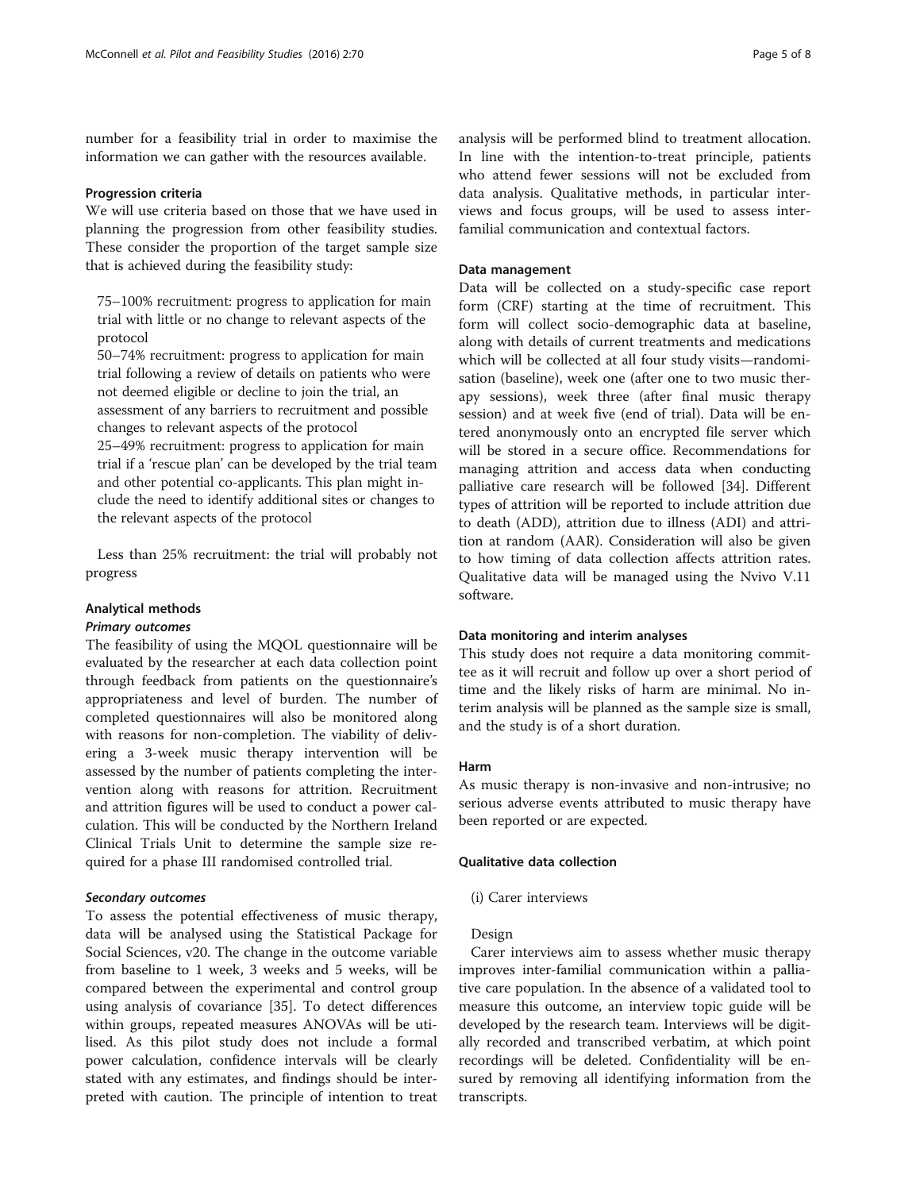number for a feasibility trial in order to maximise the information we can gather with the resources available.

### Progression criteria

We will use criteria based on those that we have used in planning the progression from other feasibility studies. These consider the proportion of the target sample size that is achieved during the feasibility study:

75–100% recruitment: progress to application for main trial with little or no change to relevant aspects of the protocol

50–74% recruitment: progress to application for main trial following a review of details on patients who were not deemed eligible or decline to join the trial, an assessment of any barriers to recruitment and possible changes to relevant aspects of the protocol

25–49% recruitment: progress to application for main trial if a 'rescue plan' can be developed by the trial team and other potential co-applicants. This plan might include the need to identify additional sites or changes to the relevant aspects of the protocol

Less than 25% recruitment: the trial will probably not progress

### Analytical methods

#### Primary outcomes

The feasibility of using the MQOL questionnaire will be evaluated by the researcher at each data collection point through feedback from patients on the questionnaire's appropriateness and level of burden. The number of completed questionnaires will also be monitored along with reasons for non-completion. The viability of delivering a 3-week music therapy intervention will be assessed by the number of patients completing the intervention along with reasons for attrition. Recruitment and attrition figures will be used to conduct a power calculation. This will be conducted by the Northern Ireland Clinical Trials Unit to determine the sample size required for a phase III randomised controlled trial.

#### Secondary outcomes

To assess the potential effectiveness of music therapy, data will be analysed using the Statistical Package for Social Sciences, v20. The change in the outcome variable from baseline to 1 week, 3 weeks and 5 weeks, will be compared between the experimental and control group using analysis of covariance [35]. To detect differences within groups, repeated measures ANOVAs will be utilised. As this pilot study does not include a formal power calculation, confidence intervals will be clearly stated with any estimates, and findings should be interpreted with caution. The principle of intention to treat analysis will be performed blind to treatment allocation. In line with the intention-to-treat principle, patients who attend fewer sessions will not be excluded from data analysis. Qualitative methods, in particular interviews and focus groups, will be used to assess inter-familial communication and contextual factors.

### Data management

Data will be collected on a study-specific case report form (CRF) starting at the time of recruitment. This form will collect socio-demographic data at baseline, along with details of current treatments and medications which will be collected at all four study visits—randomisation (baseline), week one (after one to two music therapy sessions), week three (after final music therapy session) and at week five (end of trial). Data will be entered anonymously onto an encrypted file server which will be stored in a secure office. Recommendations for managing attrition and access data when conducting palliative care research will be followed [34]. Different types of attrition will be reported to include attrition due to death (ADD), attrition due to illness (ADI) and attrition at random (AAR). Consideration will also be given to how timing of data collection affects attrition rates. Qualitative data will be managed using the Nvivo V.11 software.

### Data monitoring and interim analyses

This study does not require a data monitoring committee as it will recruit and follow up over a short period of time and the likely risks of harm are minimal. No interim analysis will be planned as the sample size is small, and the study is of a short duration.

### Harm

As music therapy is non-invasive and non-intrusive; no serious adverse events attributed to music therapy have been reported or are expected.

### Qualitative data collection

(i) Carer interviews

Design

Carer interviews aim to assess whether music therapy improves inter-familial communication within a palliative care population. In the absence of a validated tool to measure this outcome, an interview topic guide will be developed by the research team. Interviews will be digitally recorded and transcribed verbatim, at which point recordings will be deleted. Confidentiality will be ensured by removing all identifying information from the transcripts.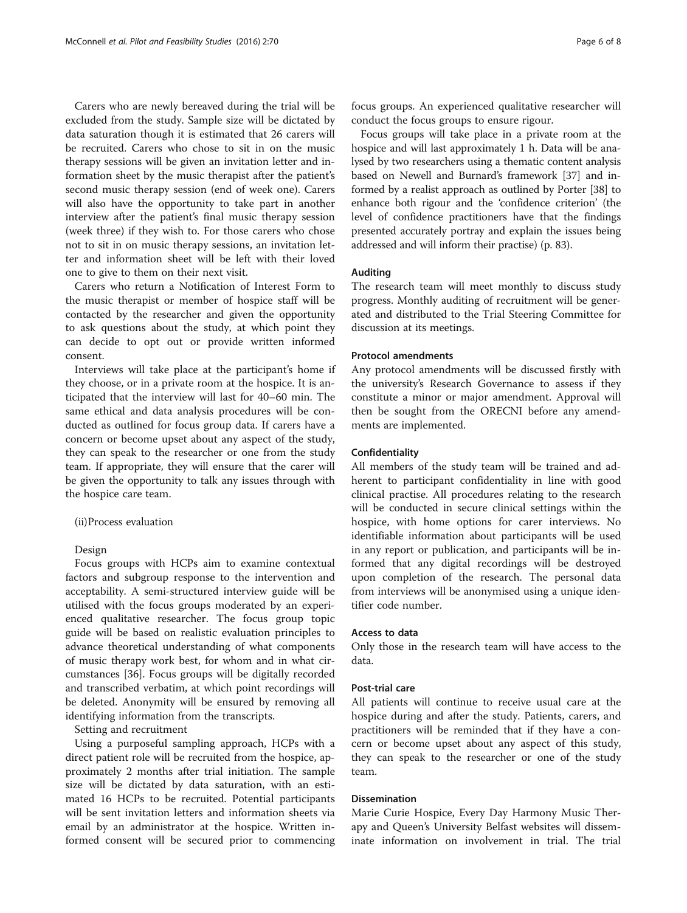Carers who are newly bereaved during the trial will be excluded from the study. Sample size will be dictated by data saturation though it is estimated that 26 carers will be recruited. Carers who chose to sit in on the music therapy sessions will be given an invitation letter and information sheet by the music therapist after the patient's second music therapy session (end of week one). Carers will also have the opportunity to take part in another interview after the patient's final music therapy session (week three) if they wish to. For those carers who chose not to sit in on music therapy sessions, an invitation letter and information sheet will be left with their loved one to give to them on their next visit.

Carers who return a Notification of Interest Form to the music therapist or member of hospice staff will be contacted by the researcher and given the opportunity to ask questions about the study, at which point they can decide to opt out or provide written informed consent.

Interviews will take place at the participant's home if they choose, or in a private room at the hospice. It is anticipated that the interview will last for 40–60 min. The same ethical and data analysis procedures will be conducted as outlined for focus group data. If carers have a concern or become upset about any aspect of the study, they can speak to the researcher or one from the study team. If appropriate, they will ensure that the carer will be given the opportunity to talk any issues through with the hospice care team.

(ii) Process evaluation

Design

Focus groups with HCPs aim to examine contextual factors and subgroup response to the intervention and acceptability. A semi-structured interview guide will be utilised with the focus groups moderated by an experienced qualitative researcher. The focus group topic guide will be based on realistic evaluation principles to advance theoretical understanding of what components of music therapy work best, for whom and in what circumstances [36]. Focus groups will be digitally recorded and transcribed verbatim, at which point recordings will be deleted. Anonymity will be ensured by removing all identifying information from the transcripts.

Setting and recruitment

Using a purposeful sampling approach, HCPs with a direct patient role will be recruited from the hospice, approximately 2 months after trial initiation. The sample size will be dictated by data saturation, with an estimated 16 HCPs to be recruited. Potential participants will be sent invitation letters and information sheets via email by an administrator at the hospice. Written informed consent will be secured prior to commencing focus groups. An experienced qualitative researcher will conduct the focus groups to ensure rigour.

Focus groups will take place in a private room at the hospice and will last approximately 1 h. Data will be analysed by two researchers using a thematic content analysis based on Newell and Burnard's framework [37] and informed by a realist approach as outlined by Porter [38] to enhance both rigour and the 'confidence criterion' (the level of confidence practitioners have that the findings presented accurately portray and explain the issues being addressed and will inform their practise) (p. 83).

#### Auditing

The research team will meet monthly to discuss study progress. Monthly auditing of recruitment will be generated and distributed to the Trial Steering Committee for discussion at its meetings.

#### Protocol amendments

Any protocol amendments will be discussed firstly with the university's Research Governance to assess if they constitute a minor or major amendment. Approval will then be sought from the ORECNI before any amendments are implemented.

#### Confidentiality

All members of the study team will be trained and adherent to participant confidentiality in line with good clinical practise. All procedures relating to the research will be conducted in secure clinical settings within the hospice, with home options for carer interviews. No identifiable information about participants will be used in any report or publication, and participants will be informed that any digital recordings will be destroyed upon completion of the research. The personal data from interviews will be anonymised using a unique identifier code number.

#### Access to data

Only those in the research team will have access to the data.

#### Post-trial care

All patients will continue to receive usual care at the hospice during and after the study. Patients, carers, and practitioners will be reminded that if they have a concern or become upset about any aspect of this study, they can speak to the researcher or one of the study team.

#### Dissemination

Marie Curie Hospice, Every Day Harmony Music Therapy and Queen's University Belfast websites will disseminate information on involvement in trial. The trial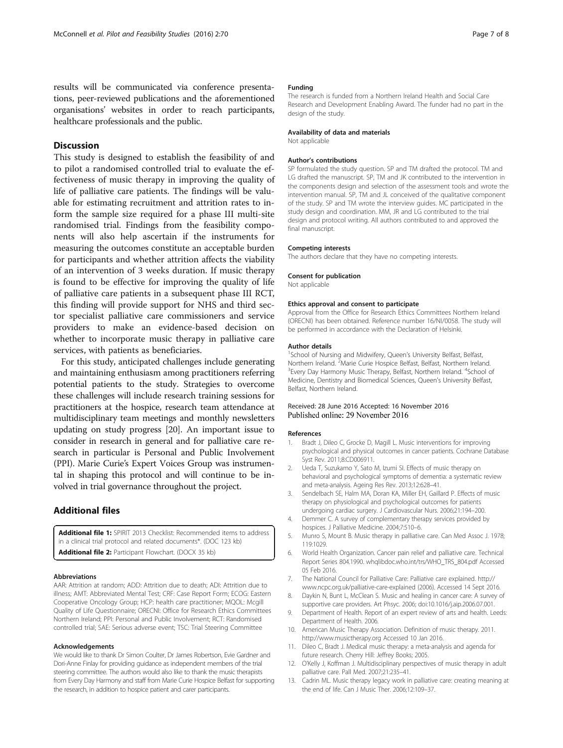results will be communicated via conference presentations, peer-reviewed publications and the aforementioned organisations' websites in order to reach participants, healthcare professionals and the public.

## Discussion

This study is designed to establish the feasibility of and to pilot a randomised controlled trial to evaluate the effectiveness of music therapy in improving the quality of life of palliative care patients. The findings will be valuable for estimating recruitment and attrition rates to inform the sample size required for a phase III multi-site randomised trial. Findings from the feasibility components will also help ascertain if the instruments for measuring the outcomes constitute an acceptable burden for participants and whether attrition affects the viability of an intervention of 3 weeks duration. If music therapy is found to be effective for improving the quality of life of palliative care patients in a subsequent phase III RCT, this finding will provide support for NHS and third sector specialist palliative care commissioners and service providers to make an evidence-based decision on whether to incorporate music therapy in palliative care services, with patients as beneficiaries.

For this study, anticipated challenges include generating and maintaining enthusiasm among practitioners referring potential patients to the study. Strategies to overcome these challenges will include research training sessions for practitioners at the hospice, research team attendance at multidisciplinary team meetings and monthly newsletters updating on study progress [20]. An important issue to consider in research in general and for palliative care research in particular is Personal and Public Involvement (PPI). Marie Curie's Expert Voices Group was instrumental in shaping this protocol and will continue to be involved in trial governance throughout the project.

## Additional files

**Additional file 1:** SPIRIT 2013 Checklist: Recommended items to address in a clinical trial protocol and related documents*. (DOC 123 kb)

**Additional file 2:** Participant Flowchart. (DOCX 35 kb)

#### Abbreviations

AAR: Attrition at random; ADD: Attrition due to death; ADI: Attrition due to illness; AMT: Abbreviated Mental Test; CRF: Case Report Form; ECOG: Eastern Cooperative Oncology Group; HCP: health care practitioner; MQOL: Mcgill Quality of Life Questionnaire; ORECNI: Office for Research Ethics Committees Northern Ireland; PPI: Personal and Public Involvement; RCT: Randomised controlled trial; SAE: Serious adverse event; TSC: Trial Steering Committee

#### Acknowledgements

We would like to thank Dr Simon Coulter, Dr James Robertson, Evie Gardner and Dori-Anne Finlay for providing guidance as independent members of the trial steering committee. The authors would also like to thank the music therapists from Every Day Harmony and staff from Marie Curie Hospice Belfast for supporting the research, in addition to hospice patient and carer participants.

#### Funding

The research is funded from a Northern Ireland Health and Social Care Research and Development Enabling Award. The funder had no part in the design of the study.

#### Availability of data and materials

Not applicable

#### Author's contributions

SP formulated the study question. SP and TM drafted the protocol. TM and LG drafted the manuscript. SP, TM and JK contributed to the intervention in the components design and selection of the assessment tools and wrote the intervention manual. SP, TM and JL conceived of the qualitative component of the study. SP and TM wrote the interview guides. MC participated in the study design and coordination. MM, JR and LG contributed to the trial design and protocol writing. All authors contributed to and approved the final manuscript.

#### Competing interests

The authors declare that they have no competing interests.

#### Consent for publication

Not applicable

#### Ethics approval and consent to participate

Approval from the Office for Research Ethics Committees Northern Ireland (ORECNI) has been obtained. Reference number 16/NI/0058. The study will be performed in accordance with the Declaration of Helsinki.

#### Author details

[1]School of Nursing and Midwifery, Queen's University Belfast, Belfast, Northern Ireland. [2]Marie Curie Hospice Belfast, Belfast, Northern Ireland. [3]Every Day Harmony Music Therapy, Belfast, Northern Ireland. [4]School of Medicine, Dentistry and Biomedical Sciences, Queen's University Belfast, Belfast, Northern Ireland.

Received: 28 June 2016 Accepted: 16 November 2016
Published online: 29 November 2016

#### References

1. Bradt J, Dileo C, Grocke D, Magill L. Music interventions for improving psychological and physical outcomes in cancer patients. Cochrane Database Syst Rev. 2011;8:CD006911.
2. Ueda T, Suzukamo Y, Sato M, Izumi SI. Effects of music therapy on behavioral and psychological symptoms of dementia: a systematic review and meta-analysis. Ageing Res Rev. 2013;12:628–41.
3. Sendelbach SE, Halm MA, Doran KA, Miller EH, Gaillard P. Effects of music therapy on physiological and psychological outcomes for patients undergoing cardiac surgery. J Cardiovascular Nurs. 2006;21:194–200.
4. Demmer C. A survey of complementary therapy services provided by hospices. J Palliative Medicine. 2004;7:510–6.
5. Munro S, Mount B. Music therapy in palliative care. Can Med Assoc J. 1978; 119:1029.
6. World Health Organization. Cancer pain relief and palliative care. Technical Report Series 804.1990. whqlibdoc.who.int/trs/WHO_TRS_804.pdf Accessed 05 Feb 2016.
7. The National Council for Palliative Care: Palliative care explained. http://www.ncpc.org.uk/palliative-care-explained (2006). Accessed 14 Sept 2016.
8. Daykin N, Bunt L, McClean S. Music and healing in cancer care: A survey of supportive care providers. Art Phsyc. 2006; doi:10.1016/j.aip.2006.07.001.
9. Department of Health. Report of an expert review of arts and health. Leeds: Department of Health. 2006.
10. American Music Therapy Association. Definition of music therapy. 2011. http://www.musictherapy.org Accessed 10 Jan 2016.
11. Dileo C, Bradt J. Medical music therapy: a meta-analysis and agenda for future research. Cherry Hill: Jeffrey Books; 2005.
12. O'Kelly J, Koffman J. Multidisciplinary perspectives of music therapy in adult palliative care. Pall Med. 2007;21:235–41.
13. Cadrin ML. Music therapy legacy work in palliative care: creating meaning at the end of life. Can J Music Ther. 2006;12:109–37.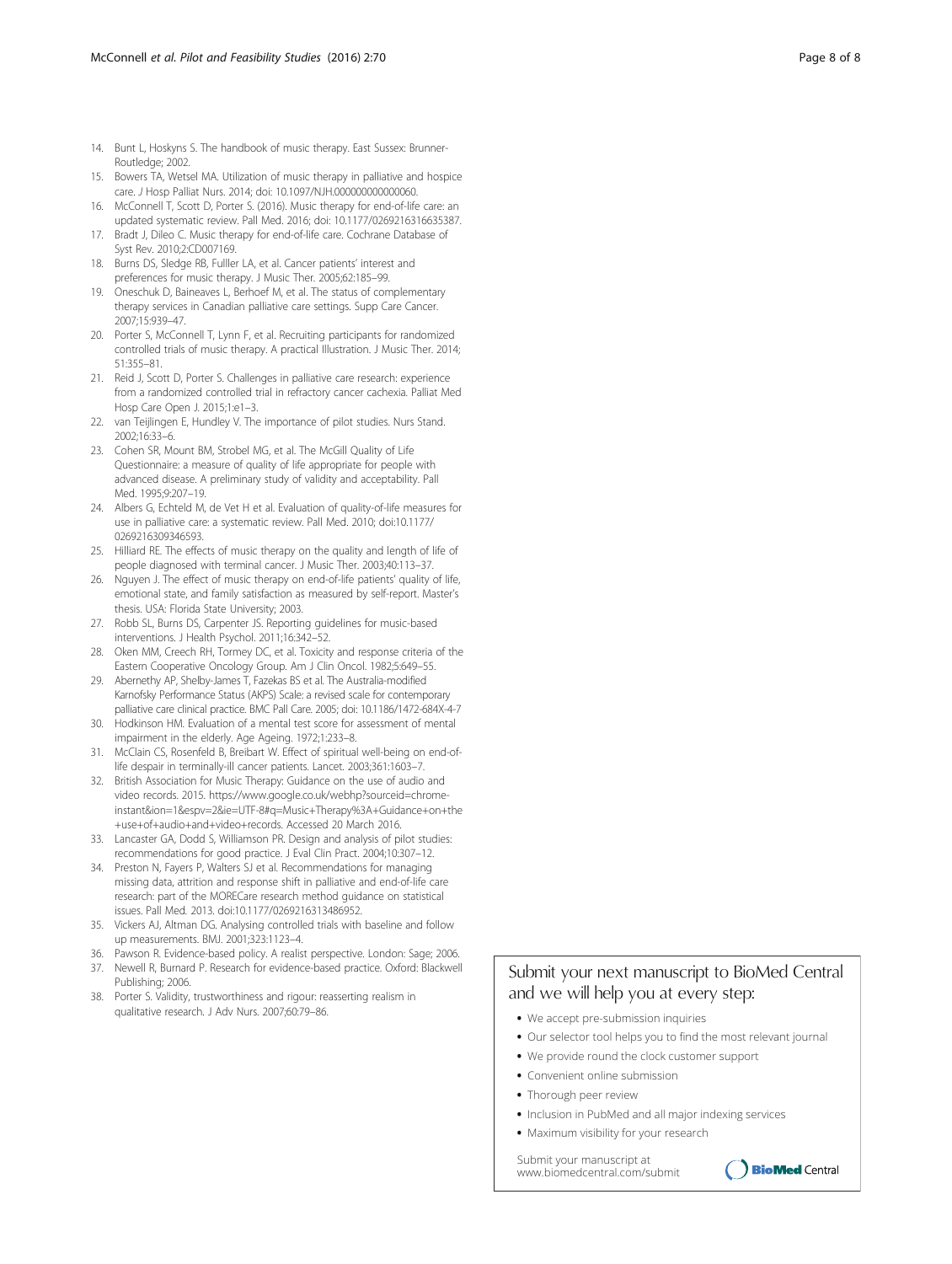14. Bunt L, Hoskyns S. The handbook of music therapy. East Sussex: Brunner-Routledge; 2002.
15. Bowers TA, Wetsel MA. Utilization of music therapy in palliative and hospice care. J Hosp Palliat Nurs. 2014; doi: 10.1097/NJH.0000000000000060.
16. McConnell T, Scott D, Porter S. (2016). Music therapy for end-of-life care: an updated systematic review. Pall Med. 2016; doi: 10.1177/0269216316635387.
17. Bradt J, Dileo C. Music therapy for end-of-life care. Cochrane Database of Syst Rev. 2010;2:CD007169.
18. Burns DS, Sledge RB, Fulller LA, et al. Cancer patients' interest and preferences for music therapy. J Music Ther. 2005;62:185–99.
19. Oneschuk D, Baineaves L, Berhoef M, et al. The status of complementary therapy services in Canadian palliative care settings. Supp Care Cancer. 2007;15:939–47.
20. Porter S, McConnell T, Lynn F, et al. Recruiting participants for randomized controlled trials of music therapy. A practical Illustration. J Music Ther. 2014; 51:355–81.
21. Reid J, Scott D, Porter S. Challenges in palliative care research: experience from a randomized controlled trial in refractory cancer cachexia. Palliat Med Hosp Care Open J. 2015;1:e1–3.
22. van Teijlingen E, Hundley V. The importance of pilot studies. Nurs Stand. 2002;16:33–6.
23. Cohen SR, Mount BM, Strobel MG, et al. The McGill Quality of Life Questionnaire: a measure of quality of life appropriate for people with advanced disease. A preliminary study of validity and acceptability. Pall Med. 1995;9:207–19.
24. Albers G, Echteld M, de Vet H et al. Evaluation of quality-of-life measures for use in palliative care: a systematic review. Pall Med. 2010; doi:10.1177/0269216309346593.
25. Hilliard RE. The effects of music therapy on the quality and length of life of people diagnosed with terminal cancer. J Music Ther. 2003;40:113–37.
26. Nguyen J. The effect of music therapy on end-of-life patients' quality of life, emotional state, and family satisfaction as measured by self-report. Master's thesis. USA: Florida State University; 2003.
27. Robb SL, Burns DS, Carpenter JS. Reporting guidelines for music-based interventions. J Health Psychol. 2011;16:342–52.
28. Oken MM, Creech RH, Tormey DC, et al. Toxicity and response criteria of the Eastern Cooperative Oncology Group. Am J Clin Oncol. 1982;5:649–55.
29. Abernethy AP, Shelby-James T, Fazekas BS et al. The Australia-modified Karnofsky Performance Status (AKPS) Scale: a revised scale for contemporary palliative care clinical practice. BMC Pall Care. 2005; doi: 10.1186/1472-684X-4-7
30. Hodkinson HM. Evaluation of a mental test score for assessment of mental impairment in the elderly. Age Ageing. 1972;1:233–8.
31. McClain CS, Rosenfeld B, Breibart W. Effect of spiritual well-being on end-of-life despair in terminally-ill cancer patients. Lancet. 2003;361:1603–7.
32. British Association for Music Therapy: Guidance on the use of audio and video records. 2015. https://www.google.co.uk/webhp?sourceid=chrome-instant&ion=1&espv=2&ie=UTF-8#q=Music+Therapy%3A+Guidance+on+the+use+of+audio+and+video+records. Accessed 20 March 2016.
33. Lancaster GA, Dodd S, Williamson PR. Design and analysis of pilot studies: recommendations for good practice. J Eval Clin Pract. 2004;10:307–12.
34. Preston N, Fayers P, Walters SJ et al. Recommendations for managing missing data, attrition and response shift in palliative and end-of-life care research: part of the MORECare research method guidance on statistical issues. Pall Med. 2013. doi:10.1177/0269216313486952.
35. Vickers AJ, Altman DG. Analysing controlled trials with baseline and follow up measurements. BMJ. 2001;323:1123–4.
36. Pawson R. Evidence-based policy. A realist perspective. London: Sage; 2006.
37. Newell R, Burnard P. Research for evidence-based practice. Oxford: Blackwell Publishing; 2006.
38. Porter S. Validity, trustworthiness and rigour: reasserting realism in qualitative research. J Adv Nurs. 2007;60:79–86.

Submit your next manuscript to BioMed Central and we will help you at every step:

- We accept pre-submission inquiries
- Our selector tool helps you to find the most relevant journal
- We provide round the clock customer support
- Convenient online submission
- Thorough peer review
- Inclusion in PubMed and all major indexing services
- Maximum visibility for your research

Submit your manuscript at www.biomedcentral.com/submit

BioMed Central